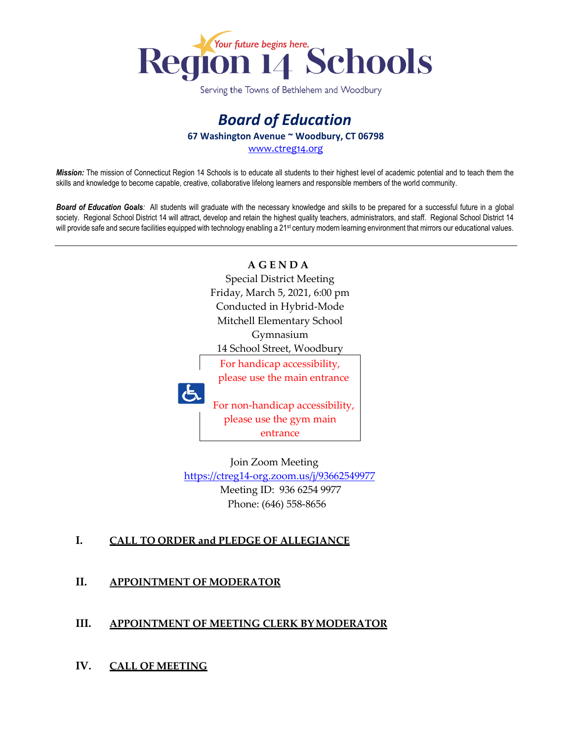# Region 14 Schools

*Your future begins here.*

Serving the Towns of Bethlehem and Woodbury

## *Board of Education*

**67 Washington Avenue ~ Woodbury, CT 06798**

www.ctreg14.org

***Mission:*** The mission of Connecticut Region 14 Schools is to educate all students to their highest level of academic potential and to teach them the skills and knowledge to become capable, creative, collaborative lifelong learners and responsible members of the world community.

***Board of Education Goals:*** All students will graduate with the necessary knowledge and skills to be prepared for a successful future in a global society. Regional School District 14 will attract, develop and retain the highest quality teachers, administrators, and staff. Regional School District 14 will provide safe and secure facilities equipped with technology enabling a 21st century modern learning environment that mirrors our educational values.

---

**A G E N D A**

Special District Meeting
Friday, March 5, 2021, 6:00 pm
Conducted in Hybrid-Mode
Mitchell Elementary School
Gymnasium
14 School Street, Woodbury

For handicap accessibility, please use the main entrance

For non-handicap accessibility, please use the gym main entrance

Join Zoom Meeting
https://ctreg14-org.zoom.us/j/93662549977
Meeting ID: 936 6254 9977
Phone: (646) 558-8656

**I. CALL TO ORDER and PLEDGE OF ALLEGIANCE**

**II. APPOINTMENT OF MODERATOR**

**III. APPOINTMENT OF MEETING CLERK BY MODERATOR**

**IV. CALL OF MEETING**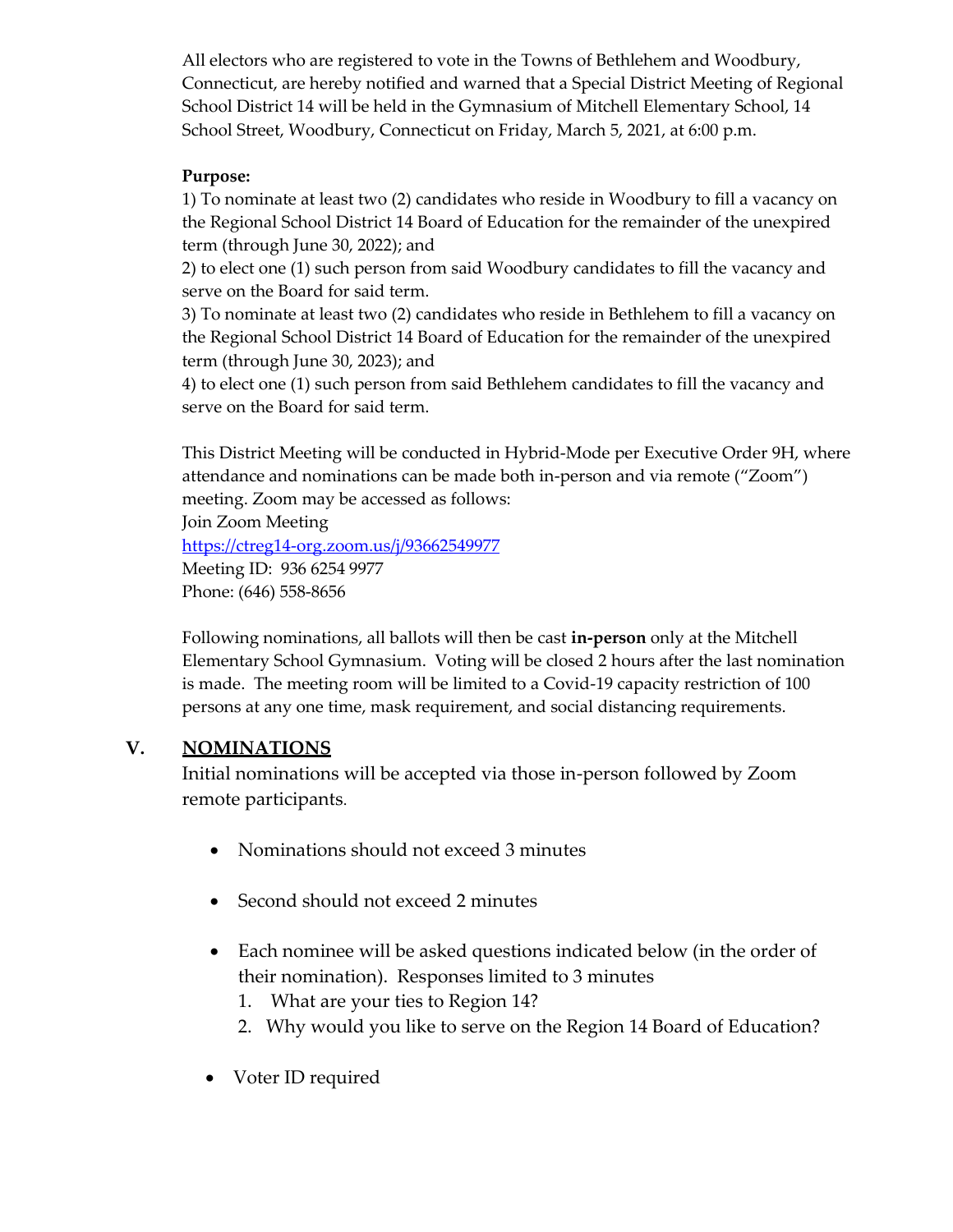All electors who are registered to vote in the Towns of Bethlehem and Woodbury, Connecticut, are hereby notified and warned that a Special District Meeting of Regional School District 14 will be held in the Gymnasium of Mitchell Elementary School, 14 School Street, Woodbury, Connecticut on Friday, March 5, 2021, at 6:00 p.m.

**Purpose:**

1) To nominate at least two (2) candidates who reside in Woodbury to fill a vacancy on the Regional School District 14 Board of Education for the remainder of the unexpired term (through June 30, 2022); and
2) to elect one (1) such person from said Woodbury candidates to fill the vacancy and serve on the Board for said term.
3) To nominate at least two (2) candidates who reside in Bethlehem to fill a vacancy on the Regional School District 14 Board of Education for the remainder of the unexpired term (through June 30, 2023); and
4) to elect one (1) such person from said Bethlehem candidates to fill the vacancy and serve on the Board for said term.

This District Meeting will be conducted in Hybrid-Mode per Executive Order 9H, where attendance and nominations can be made both in-person and via remote ("Zoom") meeting. Zoom may be accessed as follows:
Join Zoom Meeting
https://ctreg14-org.zoom.us/j/93662549977
Meeting ID: 936 6254 9977
Phone: (646) 558-8656

Following nominations, all ballots will then be cast **in-person** only at the Mitchell Elementary School Gymnasium. Voting will be closed 2 hours after the last nomination is made. The meeting room will be limited to a Covid-19 capacity restriction of 100 persons at any one time, mask requirement, and social distancing requirements.

## V. NOMINATIONS

Initial nominations will be accepted via those in-person followed by Zoom remote participants.

- Nominations should not exceed 3 minutes
- Second should not exceed 2 minutes
- Each nominee will be asked questions indicated below (in the order of their nomination). Responses limited to 3 minutes
  1. What are your ties to Region 14?
  2. Why would you like to serve on the Region 14 Board of Education?
- Voter ID required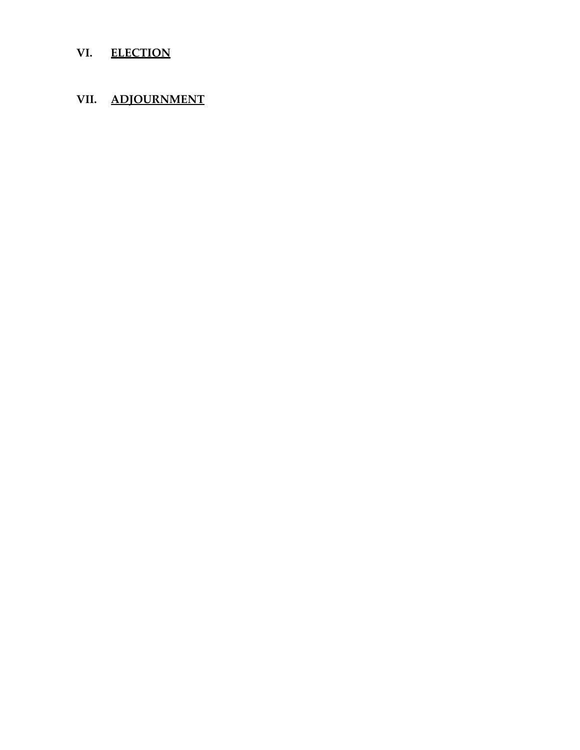## VI. <u>ELECTION</u>

## VII. <u>ADJOURNMENT</u>